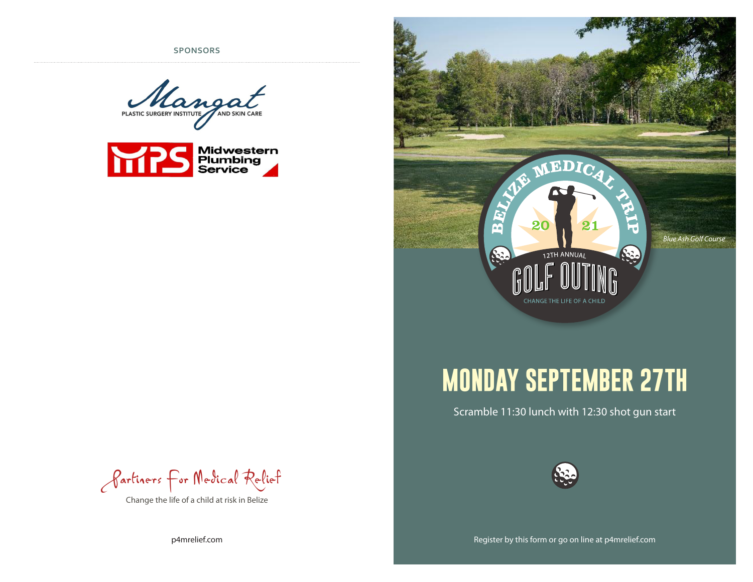## SPONSORS

Mangat
PLASTIC SURGERY INSTITUTE AND SKIN CARE

MPS Midwestern Plumbing Service

Partners For Medical Relief

Change the life of a child at risk in Belize

p4mrelief.com

BELIZE MEDICAL TRIP 2021

12TH ANNUAL

# GOLF OUTING

CHANGE THE LIFE OF A CHILD

*Blue Ash Golf Course*

# MONDAY SEPTEMBER 27TH

Scramble 11:30 lunch with 12:30 shot gun start

Register by this form or go on line at p4mrelief.com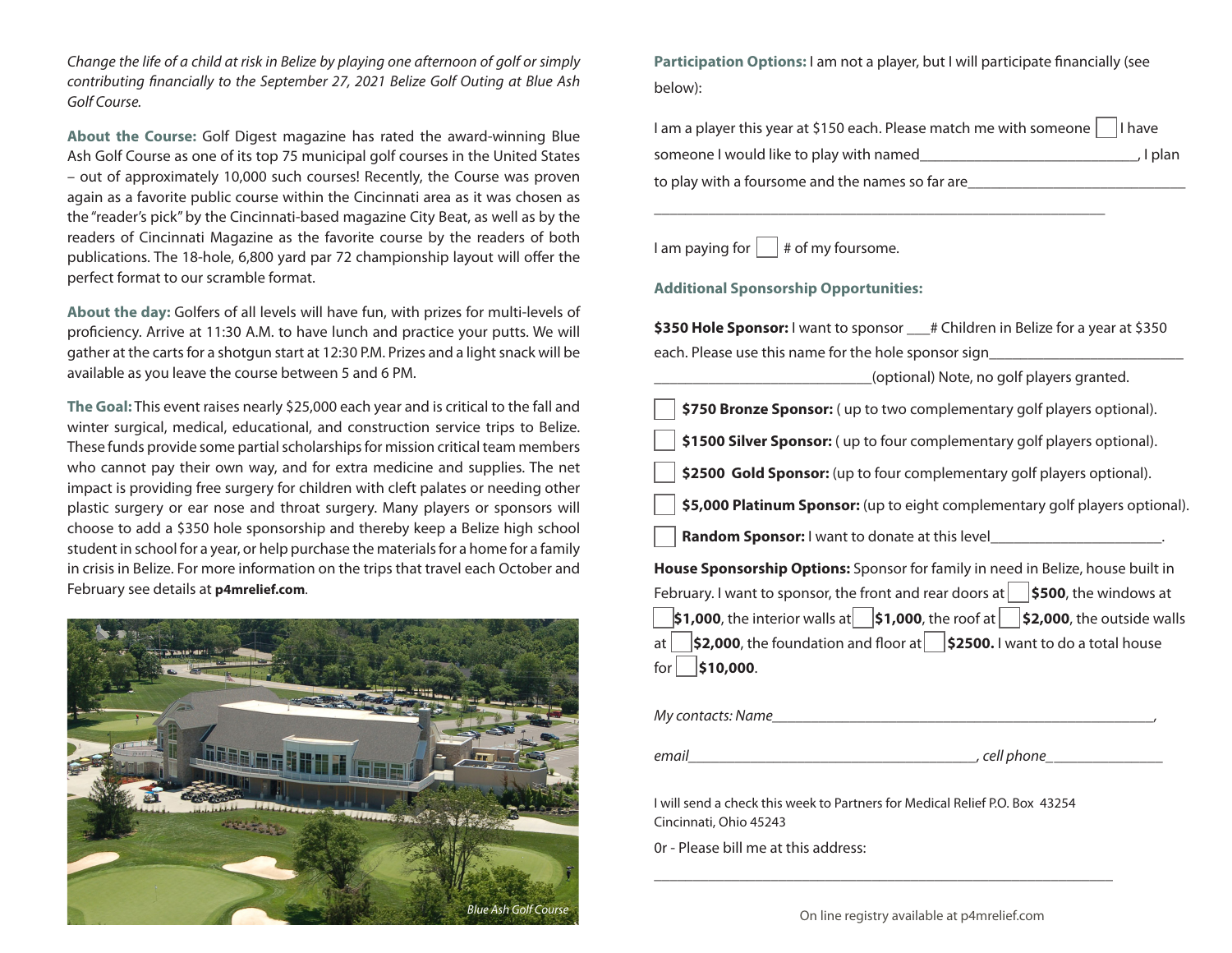*Change the life of a child at risk in Belize by playing one afternoon of golf or simply contributing financially to the September 27, 2021 Belize Golf Outing at Blue Ash Golf Course.*

**About the Course:** Golf Digest magazine has rated the award-winning Blue Ash Golf Course as one of its top 75 municipal golf courses in the United States – out of approximately 10,000 such courses! Recently, the Course was proven again as a favorite public course within the Cincinnati area as it was chosen as the "reader's pick" by the Cincinnati-based magazine City Beat, as well as by the readers of Cincinnati Magazine as the favorite course by the readers of both publications. The 18-hole, 6,800 yard par 72 championship layout will offer the perfect format to our scramble format.

**About the day:** Golfers of all levels will have fun, with prizes for multi-levels of proficiency. Arrive at 11:30 A.M. to have lunch and practice your putts. We will gather at the carts for a shotgun start at 12:30 P.M. Prizes and a light snack will be available as you leave the course between 5 and 6 PM.

**The Goal:** This event raises nearly $25,000 each year and is critical to the fall and winter surgical, medical, educational, and construction service trips to Belize. These funds provide some partial scholarships for mission critical team members who cannot pay their own way, and for extra medicine and supplies. The net impact is providing free surgery for children with cleft palates or needing other plastic surgery or ear nose and throat surgery. Many players or sponsors will choose to add a $350 hole sponsorship and thereby keep a Belize high school student in school for a year, or help purchase the materials for a home for a family in crisis in Belize. For more information on the trips that travel each October and February see details at **p4mrelief.com**.

*Blue Ash Golf Course*

**Participation Options:** I am not a player, but I will participate financially (see below):

I am a player this year at $150 each. Please match me with someone ☐ I have someone I would like to play with named______________________________, I plan to play with a foursome and the names so far are______________________________

______________________________________________________________

I am paying for ☐ # of my foursome.

**Additional Sponsorship Opportunities:**

**$350 Hole Sponsor:** I want to sponsor ___# Children in Belize for a year at $350 each. Please use this name for the hole sponsor sign___________________________

______________________________(optional) Note, no golf players granted.

☐ **$750 Bronze Sponsor:** ( up to two complementary golf players optional).

☐ **$1500 Silver Sponsor:** ( up to four complementary golf players optional).

☐ **$2500 Gold Sponsor:** (up to four complementary golf players optional).

☐ **$5,000 Platinum Sponsor:** (up to eight complementary golf players optional).

☐ **Random Sponsor:** I want to donate at this level________________________.

**House Sponsorship Options:** Sponsor for family in need in Belize, house built in February. I want to sponsor, the front and rear doors at ☐ **$500**, the windows at ☐ **$1,000**, the interior walls at ☐ **$1,000**, the roof at ☐ **$2,000**, the outside walls at ☐ **$2,000**, the foundation and floor at ☐ **$2500.** I want to do a total house for ☐ **$10,000**.

*My contacts: Name*____________________________________________________,

*email*________________________________________, *cell phone*________________

I will send a check this week to Partners for Medical Relief P.O. Box 43254 Cincinnati, Ohio 45243

0r - Please bill me at this address:

______________________________________________________________

On line registry available at p4mrelief.com